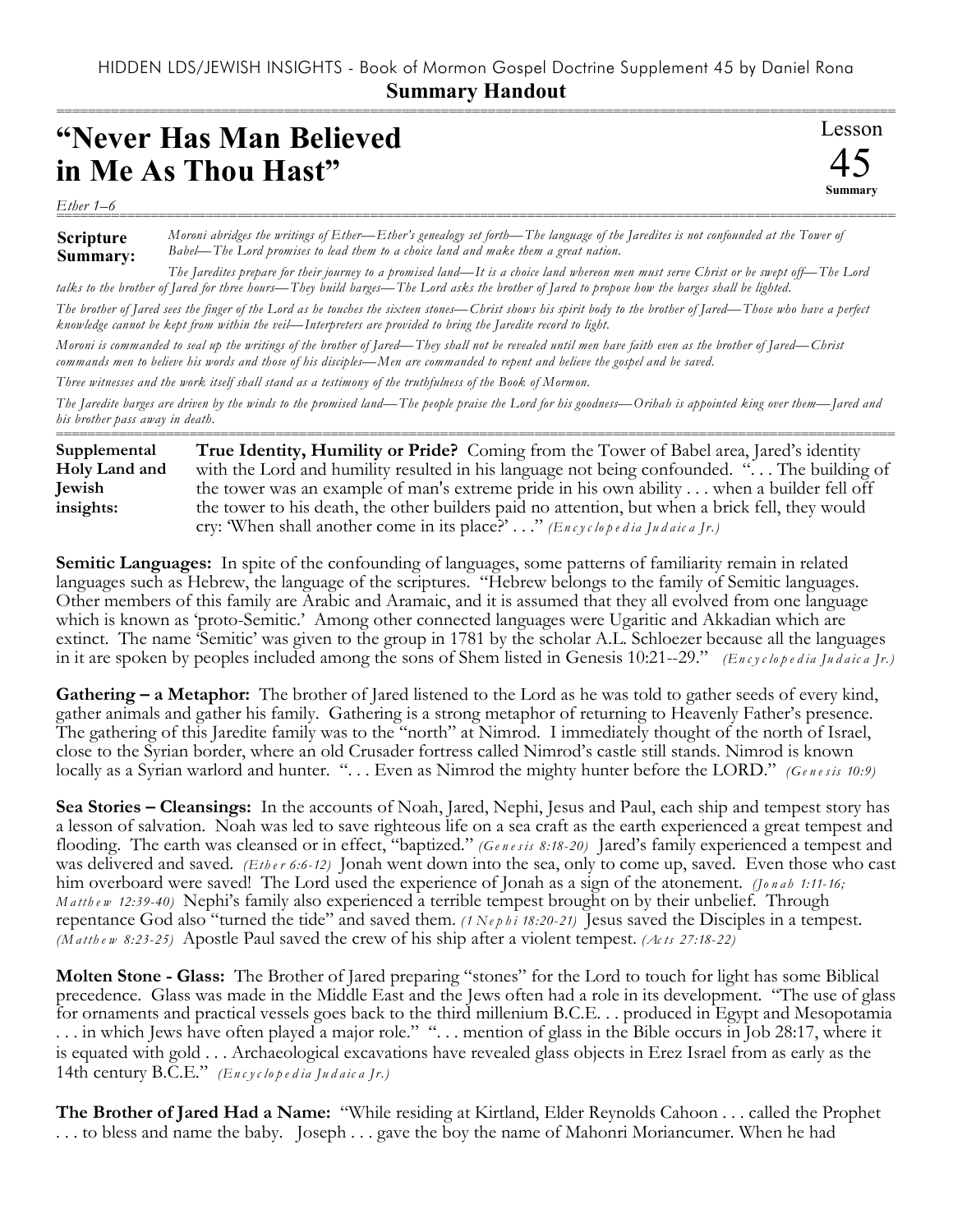HIDDEN LDS/JEWISH INSIGHTS - Book of Mormon Gospel Doctrine Supplement 45 by Daniel Rona

**Summary Handout**

# "Never Has Man Believed in Me As Thou Hast"

Lesson 45 Summary

*Ether 1–6*

**Scripture Summary:** *Moroni abridges the writings of Ether—Ether's genealogy set forth—The language of the Jaredites is not confounded at the Tower of Babel—The Lord promises to lead them to a choice land and make them a great nation.*

*The Jaredites prepare for their journey to a promised land—It is a choice land whereon men must serve Christ or be swept off—The Lord talks to the brother of Jared for three hours—They build barges—The Lord asks the brother of Jared to propose how the barges shall be lighted.*

*The brother of Jared sees the finger of the Lord as he touches the sixteen stones—Christ shows his spirit body to the brother of Jared—Those who have a perfect knowledge cannot be kept from within the veil—Interpreters are provided to bring the Jaredite record to light.*

*Moroni is commanded to seal up the writings of the brother of Jared—They shall not be revealed until men have faith even as the brother of Jared—Christ commands men to believe his words and those of his disciples—Men are commanded to repent and believe the gospel and be saved.*

*Three witnesses and the work itself shall stand as a testimony of the truthfulness of the Book of Mormon.*

*The Jaredite barges are driven by the winds to the promised land—The people praise the Lord for his goodness—Orihah is appointed king over them—Jared and his brother pass away in death.*

**Supplemental Holy Land and Jewish insights:**

**True Identity, Humility or Pride?** Coming from the Tower of Babel area, Jared's identity with the Lord and humility resulted in his language not being confounded. ". . . The building of the tower was an example of man's extreme pride in his own ability . . . when a builder fell off the tower to his death, the other builders paid no attention, but when a brick fell, they would cry: 'When shall another come in its place?' . . ." *(Encyclopedia Judaica Jr.)*

**Semitic Languages:** In spite of the confounding of languages, some patterns of familiarity remain in related languages such as Hebrew, the language of the scriptures. "Hebrew belongs to the family of Semitic languages. Other members of this family are Arabic and Aramaic, and it is assumed that they all evolved from one language which is known as 'proto-Semitic.' Among other connected languages were Ugaritic and Akkadian which are extinct. The name 'Semitic' was given to the group in 1781 by the scholar A.L. Schloezer because all the languages in it are spoken by peoples included among the sons of Shem listed in Genesis 10:21--29." *(Encyclopedia Judaica Jr.)*

**Gathering – a Metaphor:** The brother of Jared listened to the Lord as he was told to gather seeds of every kind, gather animals and gather his family. Gathering is a strong metaphor of returning to Heavenly Father's presence. The gathering of this Jaredite family was to the "north" at Nimrod. I immediately thought of the north of Israel, close to the Syrian border, where an old Crusader fortress called Nimrod's castle still stands. Nimrod is known locally as a Syrian warlord and hunter. ". . . Even as Nimrod the mighty hunter before the LORD." *(Genesis 10:9)*

**Sea Stories – Cleansings:** In the accounts of Noah, Jared, Nephi, Jesus and Paul, each ship and tempest story has a lesson of salvation. Noah was led to save righteous life on a sea craft as the earth experienced a great tempest and flooding. The earth was cleansed or in effect, "baptized." *(Genesis 8:18-20)* Jared's family experienced a tempest and was delivered and saved. *(Ether 6:6-12)* Jonah went down into the sea, only to come up, saved. Even those who cast him overboard were saved! The Lord used the experience of Jonah as a sign of the atonement. *(Jonah 1:11-16; Matthew 12:39-40)* Nephi's family also experienced a terrible tempest brought on by their unbelief. Through repentance God also "turned the tide" and saved them. *(1 Nephi 18:20-21)* Jesus saved the Disciples in a tempest. *(Matthew 8:23-25)* Apostle Paul saved the crew of his ship after a violent tempest. *(Acts 27:18-22)*

**Molten Stone - Glass:** The Brother of Jared preparing "stones" for the Lord to touch for light has some Biblical precedence. Glass was made in the Middle East and the Jews often had a role in its development. "The use of glass for ornaments and practical vessels goes back to the third millenium B.C.E. . . produced in Egypt and Mesopotamia . . . in which Jews have often played a major role." ". . . mention of glass in the Bible occurs in Job 28:17, where it is equated with gold . . . Archaeological excavations have revealed glass objects in Erez Israel from as early as the 14th century B.C.E." *(Encyclopedia Judaica Jr.)*

**The Brother of Jared Had a Name:** "While residing at Kirtland, Elder Reynolds Cahoon . . . called the Prophet . . . to bless and name the baby. Joseph . . . gave the boy the name of Mahonri Moriancumer. When he had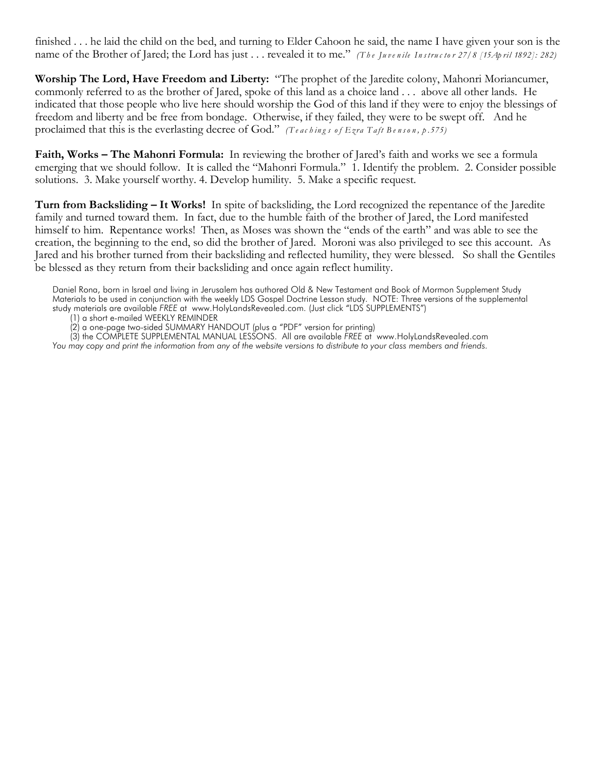finished . . . he laid the child on the bed, and turning to Elder Cahoon he said, the name I have given your son is the name of the Brother of Jared; the Lord has just . . . revealed it to me." *(The Juvenile Instructor 27/8 [15April 1892]: 282)*

**Worship The Lord, Have Freedom and Liberty:** "The prophet of the Jaredite colony, Mahonri Moriancumer, commonly referred to as the brother of Jared, spoke of this land as a choice land . . . above all other lands. He indicated that those people who live here should worship the God of this land if they were to enjoy the blessings of freedom and liberty and be free from bondage. Otherwise, if they failed, they were to be swept off. And he proclaimed that this is the everlasting decree of God." *(Teachings of Ezra Taft Benson, p.575)*

**Faith, Works – The Mahonri Formula:** In reviewing the brother of Jared's faith and works we see a formula emerging that we should follow. It is called the "Mahonri Formula." 1. Identify the problem. 2. Consider possible solutions. 3. Make yourself worthy. 4. Develop humility. 5. Make a specific request.

**Turn from Backsliding – It Works!** In spite of backsliding, the Lord recognized the repentance of the Jaredite family and turned toward them. In fact, due to the humble faith of the brother of Jared, the Lord manifested himself to him. Repentance works! Then, as Moses was shown the "ends of the earth" and was able to see the creation, the beginning to the end, so did the brother of Jared. Moroni was also privileged to see this account. As Jared and his brother turned from their backsliding and reflected humility, they were blessed. So shall the Gentiles be blessed as they return from their backsliding and once again reflect humility.

Daniel Rona, born in Israel and living in Jerusalem has authored Old & New Testament and Book of Mormon Supplement Study Materials to be used in conjunction with the weekly LDS Gospel Doctrine Lesson study. NOTE: Three versions of the supplemental study materials are available *FREE* at www.HolyLandsRevealed.com. (Just click "LDS SUPPLEMENTS")

(1) a short e-mailed WEEKLY REMINDER
(2) a one-page two-sided SUMMARY HANDOUT (plus a "PDF" version for printing)
(3) the COMPLETE SUPPLEMENTAL MANUAL LESSONS. All are available *FREE* at www.HolyLandsRevealed.com

*You may copy and print the information from any of the website versions to distribute to your class members and friends.*